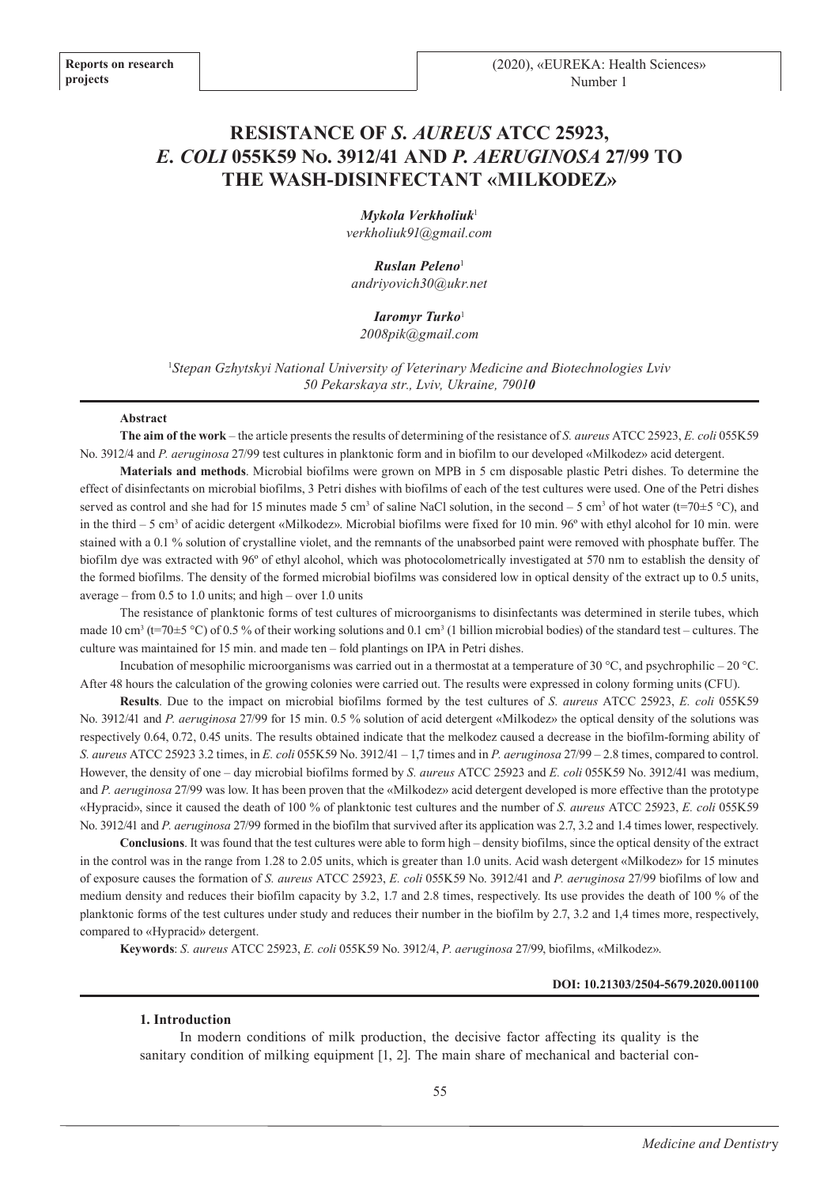Reports on research projects

# RESISTANCE OF *S. AUREUS* ATCC 25923, *E. COLI* 055K59 No. 3912/41 AND *P. AERUGINOSA* 27/99 TO THE WASH-DISINFECTANT «MILKODEZ»

***Mykola Verkholiuk***[1]
*verkholiuk91@gmail.com*

***Ruslan Peleno***[1]
*andriyovich30@ukr.net*

***Iaromyr Turko***[1]
*2008pik@gmail.com*

[1]*Stepan Gzhytskyi National University of Veterinary Medicine and Biotechnologies Lviv 50 Pekarskaya str., Lviv, Ukraine, 79010*

**Abstract**

**The aim of the work** – the article presents the results of determining of the resistance of *S. aureus* ATCC 25923, *E. coli* 055K59 No. 3912/4 and *P. aeruginosa* 27/99 test cultures in planktonic form and in biofilm to our developed «Milkodez» acid detergent.

**Materials and methods**. Microbial biofilms were grown on MPB in 5 cm disposable plastic Petri dishes. To determine the effect of disinfectants on microbial biofilms, 3 Petri dishes with biofilms of each of the test cultures were used. One of the Petri dishes served as control and she had for 15 minutes made 5 cm$^3$ of saline NaCl solution, in the second – 5 cm$^3$ of hot water (t=70±5 °C), and in the third – 5 cm$^3$ of acidic detergent «Milkodez». Microbial biofilms were fixed for 10 min. 96º with ethyl alcohol for 10 min. were stained with a 0.1 % solution of crystalline violet, and the remnants of the unabsorbed paint were removed with phosphate buffer. The biofilm dye was extracted with 96º of ethyl alcohol, which was photocolometrically investigated at 570 nm to establish the density of the formed biofilms. The density of the formed microbial biofilms was considered low in optical density of the extract up to 0.5 units, average – from 0.5 to 1.0 units; and high – over 1.0 units

The resistance of planktonic forms of test cultures of microorganisms to disinfectants was determined in sterile tubes, which made 10 cm$^3$ (t=70±5 °C) of 0.5 % of their working solutions and 0.1 cm$^3$ (1 billion microbial bodies) of the standard test – cultures. The culture was maintained for 15 min. and made ten – fold plantings on IPA in Petri dishes.

Incubation of mesophilic microorganisms was carried out in a thermostat at a temperature of 30 °C, and psychrophilic – 20 °C. After 48 hours the calculation of the growing colonies were carried out. The results were expressed in colony forming units (CFU).

**Results**. Due to the impact on microbial biofilms formed by the test cultures of *S. aureus* ATCC 25923, *E. coli* 055K59 No. 3912/41 and *P. aeruginosa* 27/99 for 15 min. 0.5 % solution of acid detergent «Milkodez» the optical density of the solutions was respectively 0.64, 0.72, 0.45 units. The results obtained indicate that the melkodez caused a decrease in the biofilm-forming ability of *S. aureus* ATCC 25923 3.2 times, in *E. coli* 055K59 No. 3912/41 – 1,7 times and in *P. aeruginosa* 27/99 – 2.8 times, compared to control. However, the density of one – day microbial biofilms formed by *S. aureus* ATCC 25923 and *E. coli* 055K59 No. 3912/41 was medium, and *P. aeruginosa* 27/99 was low. It has been proven that the «Milkodez» acid detergent developed is more effective than the prototype «Hypracid», since it caused the death of 100 % of planktonic test cultures and the number of *S. aureus* ATCC 25923, *E. coli* 055K59 No. 3912/41 and *P. aeruginosa* 27/99 formed in the biofilm that survived after its application was 2.7, 3.2 and 1.4 times lower, respectively.

**Conclusions**. It was found that the test cultures were able to form high – density biofilms, since the optical density of the extract in the control was in the range from 1.28 to 2.05 units, which is greater than 1.0 units. Acid wash detergent «Milkodez» for 15 minutes of exposure causes the formation of *S. aureus* ATCC 25923, *E. coli* 055K59 No. 3912/41 and *P. aeruginosa* 27/99 biofilms of low and medium density and reduces their biofilm capacity by 3.2, 1.7 and 2.8 times, respectively. Its use provides the death of 100 % of the planktonic forms of the test cultures under study and reduces their number in the biofilm by 2.7, 3.2 and 1,4 times more, respectively, compared to «Hypracid» detergent.

**Keywords**: *S. aureus* ATCC 25923, *E. coli* 055K59 No. 3912/4, *P. aeruginosa* 27/99, biofilms, «Milkodez».

**DOI: 10.21303/2504-5679.2020.001100**

## 1. Introduction

In modern conditions of milk production, the decisive factor affecting its quality is the sanitary condition of milking equipment [1, 2]. The main share of mechanical and bacterial con-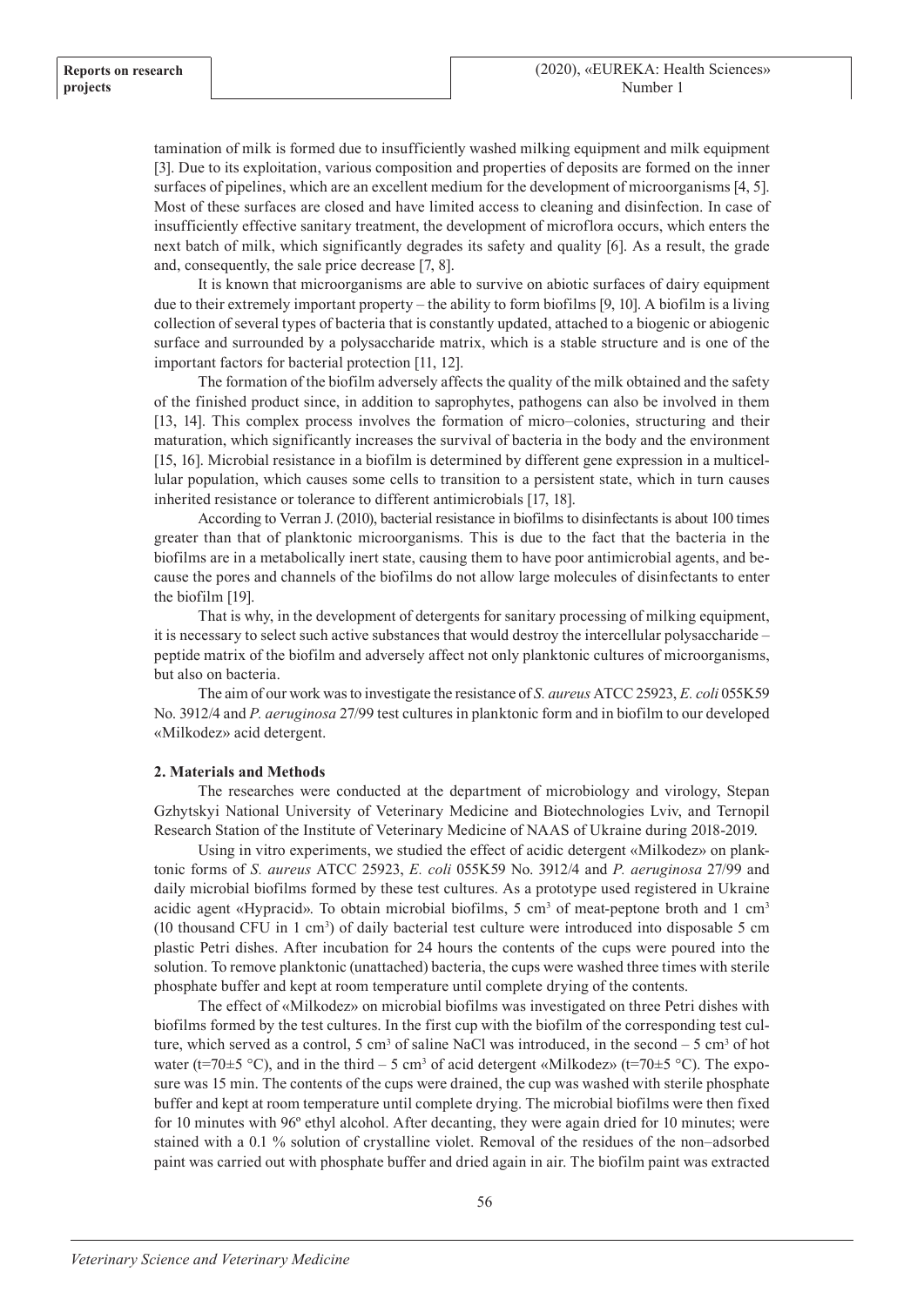tamination of milk is formed due to insufficiently washed milking equipment and milk equipment [3]. Due to its exploitation, various composition and properties of deposits are formed on the inner surfaces of pipelines, which are an excellent medium for the development of microorganisms [4, 5]. Most of these surfaces are closed and have limited access to cleaning and disinfection. In case of insufficiently effective sanitary treatment, the development of microflora occurs, which enters the next batch of milk, which significantly degrades its safety and quality [6]. As a result, the grade and, consequently, the sale price decrease [7, 8].

It is known that microorganisms are able to survive on abiotic surfaces of dairy equipment due to their extremely important property – the ability to form biofilms [9, 10]. A biofilm is a living collection of several types of bacteria that is constantly updated, attached to a biogenic or abiogenic surface and surrounded by a polysaccharide matrix, which is a stable structure and is one of the important factors for bacterial protection [11, 12].

The formation of the biofilm adversely affects the quality of the milk obtained and the safety of the finished product since, in addition to saprophytes, pathogens can also be involved in them [13, 14]. This complex process involves the formation of micro–colonies, structuring and their maturation, which significantly increases the survival of bacteria in the body and the environment [15, 16]. Microbial resistance in a biofilm is determined by different gene expression in a multicellular population, which causes some cells to transition to a persistent state, which in turn causes inherited resistance or tolerance to different antimicrobials [17, 18].

According to Verran J. (2010), bacterial resistance in biofilms to disinfectants is about 100 times greater than that of planktonic microorganisms. This is due to the fact that the bacteria in the biofilms are in a metabolically inert state, causing them to have poor antimicrobial agents, and because the pores and channels of the biofilms do not allow large molecules of disinfectants to enter the biofilm [19].

That is why, in the development of detergents for sanitary processing of milking equipment, it is necessary to select such active substances that would destroy the intercellular polysaccharide – peptide matrix of the biofilm and adversely affect not only planktonic cultures of microorganisms, but also on bacteria.

The aim of our work was to investigate the resistance of *S. aureus* ATCC 25923, *E. coli* 055K59 No. 3912/4 and *P. aeruginosa* 27/99 test cultures in planktonic form and in biofilm to our developed «Milkodez» acid detergent.

**2. Materials and Methods**

The researches were conducted at the department of microbiology and virology, Stepan Gzhytskyi National University of Veterinary Medicine and Biotechnologies Lviv, and Ternopil Research Station of the Institute of Veterinary Medicine of NAAS of Ukraine during 2018-2019.

Using in vitro experiments, we studied the effect of acidic detergent «Milkodez» on planktonic forms of *S. aureus* ATCC 25923, *E. coli* 055K59 No. 3912/4 and *P. aeruginosa* 27/99 and daily microbial biofilms formed by these test cultures. As a prototype used registered in Ukraine acidic agent «Hypracid». To obtain microbial biofilms, 5 $cm^3$ of meat-peptone broth and 1 $cm^3$ (10 thousand CFU in 1 $cm^3$) of daily bacterial test culture were introduced into disposable 5 cm plastic Petri dishes. After incubation for 24 hours the contents of the cups were poured into the solution. To remove planktonic (unattached) bacteria, the cups were washed three times with sterile phosphate buffer and kept at room temperature until complete drying of the contents.

The effect of «Milkodez» on microbial biofilms was investigated on three Petri dishes with biofilms formed by the test cultures. In the first cup with the biofilm of the corresponding test culture, which served as a control, 5 $cm^3$ of saline NaCl was introduced, in the second – 5 $cm^3$ of hot water ($t=70\pm5$ °C), and in the third – 5 $cm^3$ of acid detergent «Milkodez» ($t=70\pm5$ °C). The exposure was 15 min. The contents of the cups were drained, the cup was washed with sterile phosphate buffer and kept at room temperature until complete drying. The microbial biofilms were then fixed for 10 minutes with 96º ethyl alcohol. After decanting, they were again dried for 10 minutes; were stained with a 0.1 % solution of crystalline violet. Removal of the residues of the non–adsorbed paint was carried out with phosphate buffer and dried again in air. The biofilm paint was extracted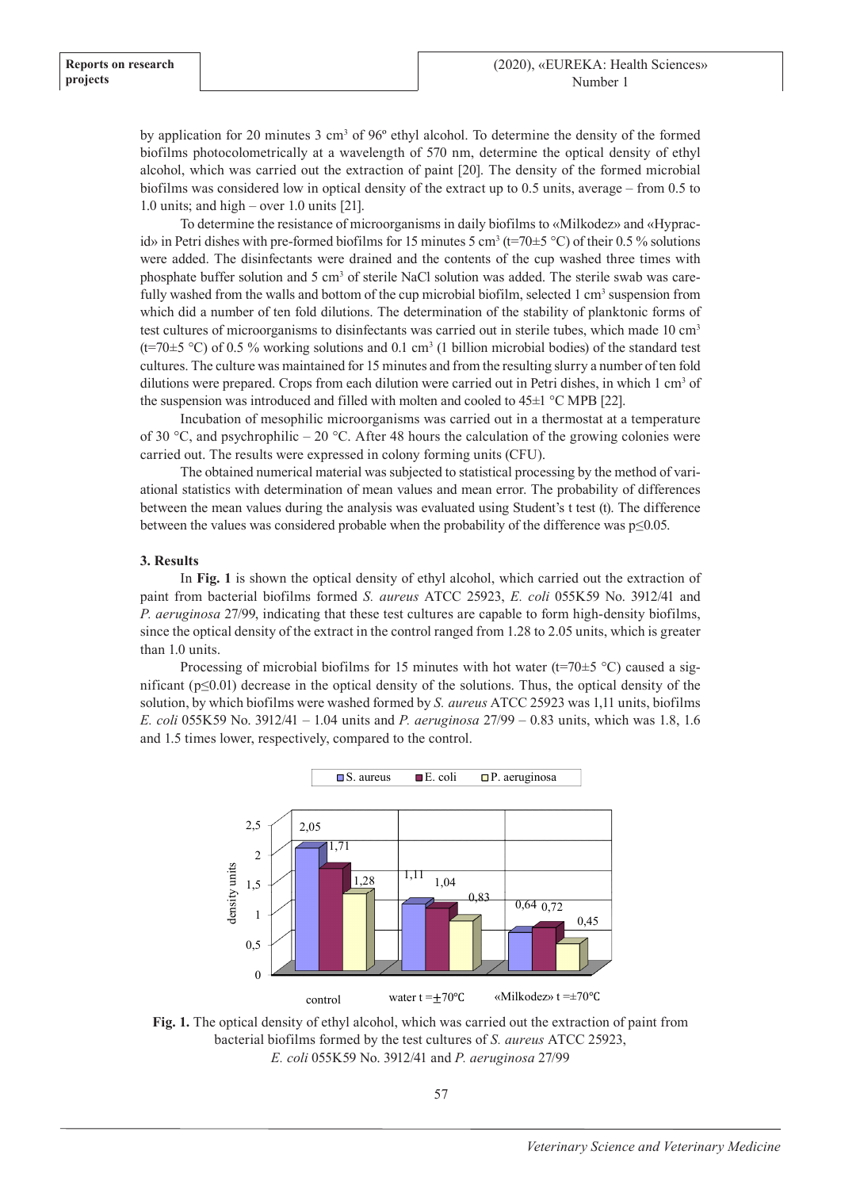by application for 20 minutes 3 cm$^3$ of 96º ethyl alcohol. To determine the density of the formed biofilms photocolometrically at a wavelength of 570 nm, determine the optical density of ethyl alcohol, which was carried out the extraction of paint [20]. The density of the formed microbial biofilms was considered low in optical density of the extract up to 0.5 units, average – from 0.5 to 1.0 units; and high – over 1.0 units [21].

To determine the resistance of microorganisms in daily biofilms to «Milkodez» and «Hypracid» in Petri dishes with pre-formed biofilms for 15 minutes 5 cm$^3$ (t=70±5 °C) of their 0.5 % solutions were added. The disinfectants were drained and the contents of the cup washed three times with phosphate buffer solution and 5 cm$^3$ of sterile NaCl solution was added. The sterile swab was carefully washed from the walls and bottom of the cup microbial biofilm, selected 1 cm$^3$ suspension from which did a number of ten fold dilutions. The determination of the stability of planktonic forms of test cultures of microorganisms to disinfectants was carried out in sterile tubes, which made 10 cm$^3$ (t=70±5 °C) of 0.5 % working solutions and 0.1 cm$^3$ (1 billion microbial bodies) of the standard test cultures. The culture was maintained for 15 minutes and from the resulting slurry a number of ten fold dilutions were prepared. Crops from each dilution were carried out in Petri dishes, in which 1 cm$^3$ of the suspension was introduced and filled with molten and cooled to 45±1 °C MPB [22].

Incubation of mesophilic microorganisms was carried out in a thermostat at a temperature of 30 °C, and psychrophilic – 20 °C. After 48 hours the calculation of the growing colonies were carried out. The results were expressed in colony forming units (CFU).

The obtained numerical material was subjected to statistical processing by the method of variational statistics with determination of mean values and mean error. The probability of differences between the mean values during the analysis was evaluated using Student's t test (t). The difference between the values was considered probable when the probability of the difference was $p \leq 0.05$.

### 3. Results

In **Fig. 1** is shown the optical density of ethyl alcohol, which carried out the extraction of paint from bacterial biofilms formed *S. aureus* ATCC 25923, *E. coli* 055K59 No. 3912/41 and *P. aeruginosa* 27/99, indicating that these test cultures are capable to form high-density biofilms, since the optical density of the extract in the control ranged from 1.28 to 2.05 units, which is greater than 1.0 units.

Processing of microbial biofilms for 15 minutes with hot water (t=70±5 °C) caused a significant ($p \leq 0.01$) decrease in the optical density of the solutions. Thus, the optical density of the solution, by which biofilms were washed formed by *S. aureus* ATCC 25923 was 1,11 units, biofilms *E. coli* 055K59 No. 3912/41 – 1.04 units and *P. aeruginosa* 27/99 – 0.83 units, which was 1.8, 1.6 and 1.5 times lower, respectively, compared to the control.

**Fig. 1.** The optical density of ethyl alcohol, which was carried out the extraction of paint from bacterial biofilms formed by the test cultures of *S. aureus* ATCC 25923, *E. coli* 055K59 No. 3912/41 and *P. aeruginosa* 27/99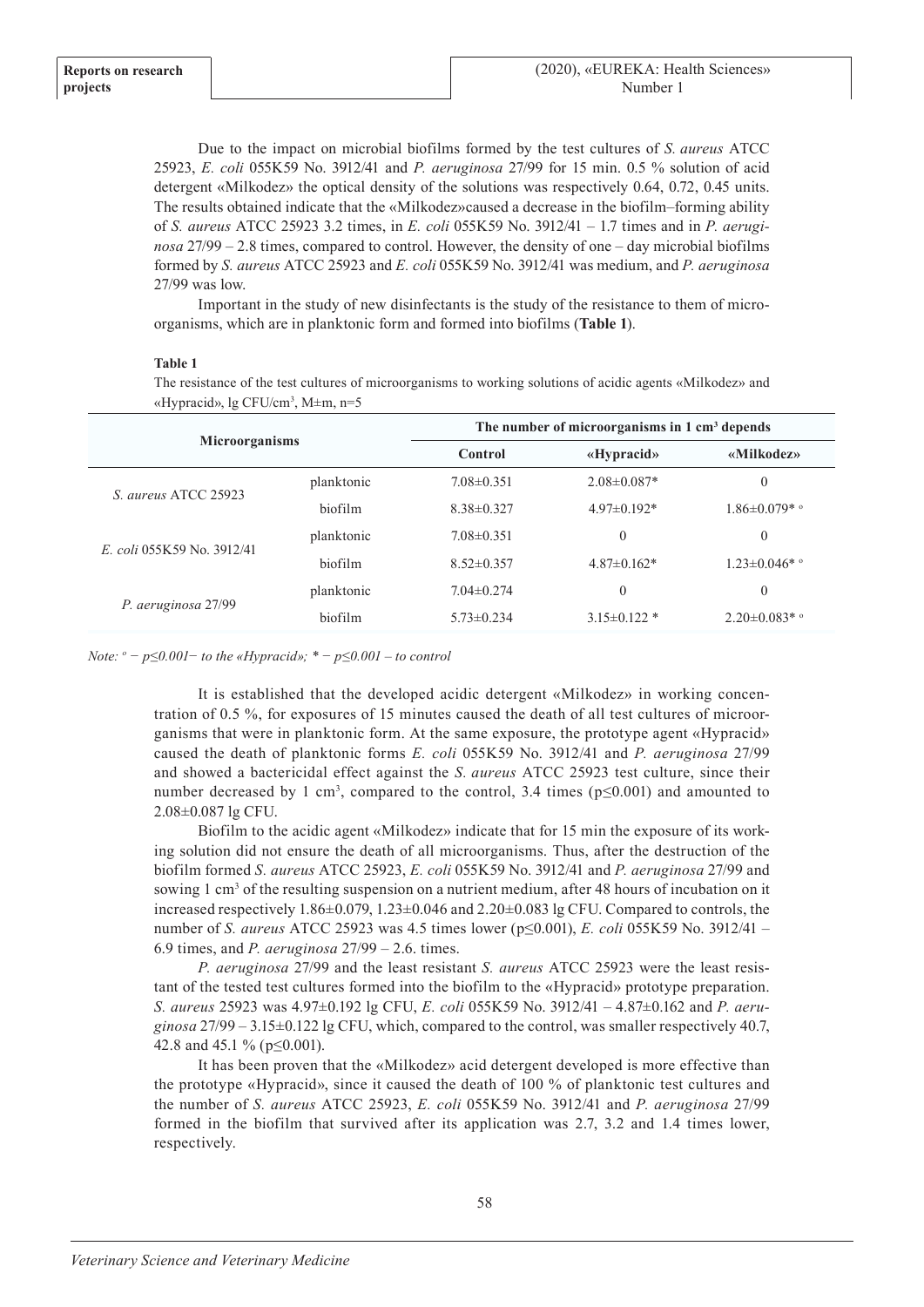Due to the impact on microbial biofilms formed by the test cultures of *S. aureus* ATCC 25923, *E. coli* 055K59 No. 3912/41 and *P. aeruginosa* 27/99 for 15 min. 0.5 % solution of acid detergent «Milkodez» the optical density of the solutions was respectively 0.64, 0.72, 0.45 units. The results obtained indicate that the «Milkodez»caused a decrease in the biofilm–forming ability of *S. aureus* ATCC 25923 3.2 times, in *E. coli* 055K59 No. 3912/41 – 1.7 times and in *P. aeruginosa* 27/99 – 2.8 times, compared to control. However, the density of one – day microbial biofilms formed by *S. aureus* ATCC 25923 and *E. coli* 055K59 No. 3912/41 was medium, and *P. aeruginosa* 27/99 was low.

Important in the study of new disinfectants is the study of the resistance to them of microorganisms, which are in planktonic form and formed into biofilms (**Table 1**).

**Table 1**

The resistance of the test cultures of microorganisms to working solutions of acidic agents «Milkodez» and «Hypracid», lg CFU/cm³, M±m, n=5

| Microorganisms | | The number of microorganisms in 1 cm³ depends | | |
|---|---|---|---|---|
| | | Control | «Hypracid» | «Milkodez» |
| *S. aureus* ATCC 25923 | planktonic | 7.08±0.351 | 2.08±0.087* | 0 |
| | biofilm | 8.38±0.327 | 4.97±0.192* | 1.86±0.079* ° |
| *E. coli* 055K59 No. 3912/41 | planktonic | 7.08±0.351 | 0 | 0 |
| | biofilm | 8.52±0.357 | 4.87±0.162* | 1.23±0.046* ° |
| *P. aeruginosa* 27/99 | planktonic | 7.04±0.274 | 0 | 0 |
| | biofilm | 5.73±0.234 | 3.15±0.122 * | 2.20±0.083* ° |

*Note: ° − p≤0.001− to the «Hypracid»; * − p≤0.001 – to control*

It is established that the developed acidic detergent «Milkodez» in working concentration of 0.5 %, for exposures of 15 minutes caused the death of all test cultures of microorganisms that were in planktonic form. At the same exposure, the prototype agent «Hypracid» caused the death of planktonic forms *E. coli* 055K59 No. 3912/41 and *P. aeruginosa* 27/99 and showed a bactericidal effect against the *S. aureus* ATCC 25923 test culture, since their number decreased by 1 cm³, compared to the control, 3.4 times ($p \leq 0.001$) and amounted to 2.08±0.087 lg CFU.

Biofilm to the acidic agent «Milkodez» indicate that for 15 min the exposure of its working solution did not ensure the death of all microorganisms. Thus, after the destruction of the biofilm formed *S. aureus* ATCC 25923, *E. coli* 055K59 No. 3912/41 and *P. aeruginosa* 27/99 and sowing 1 cm³ of the resulting suspension on a nutrient medium, after 48 hours of incubation on it increased respectively 1.86±0.079, 1.23±0.046 and 2.20±0.083 lg CFU. Compared to controls, the number of *S. aureus* ATCC 25923 was 4.5 times lower ($p \leq 0.001$), *E. coli* 055K59 No. 3912/41 – 6.9 times, and *P. aeruginosa* 27/99 – 2.6. times.

*P. aeruginosa* 27/99 and the least resistant *S. aureus* ATCC 25923 were the least resistant of the tested test cultures formed into the biofilm to the «Hypracid» prototype preparation. *S. aureus* 25923 was 4.97±0.192 lg CFU, *E. coli* 055K59 No. 3912/41 – 4.87±0.162 and *P. aeruginosa* 27/99 – 3.15±0.122 lg CFU, which, compared to the control, was smaller respectively 40.7, 42.8 and 45.1 % ($p \leq 0.001$).

It has been proven that the «Milkodez» acid detergent developed is more effective than the prototype «Hypracid», since it caused the death of 100 % of planktonic test cultures and the number of *S. aureus* ATCC 25923, *E. coli* 055K59 No. 3912/41 and *P. aeruginosa* 27/99 formed in the biofilm that survived after its application was 2.7, 3.2 and 1.4 times lower, respectively.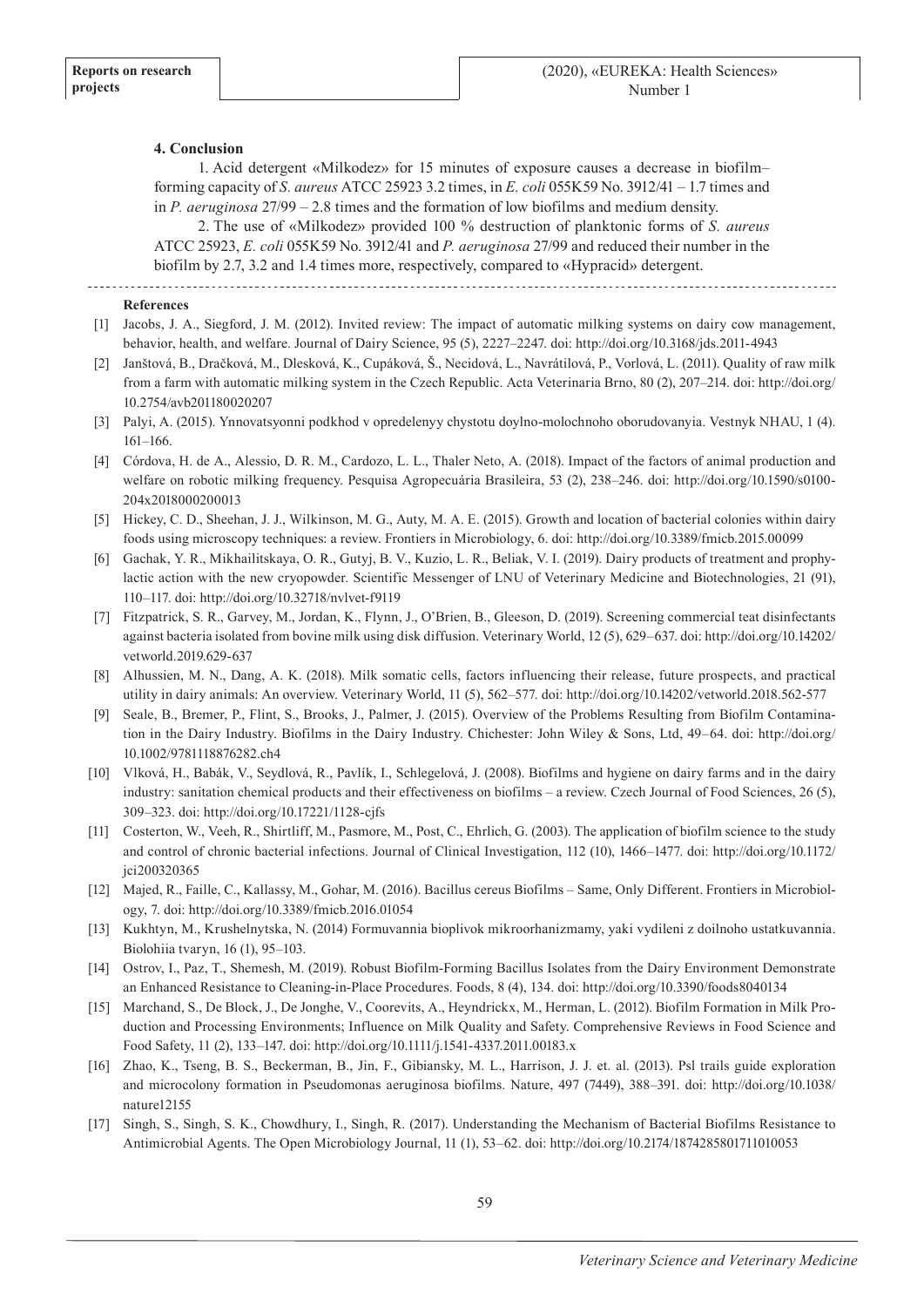## 4. Conclusion

1. Acid detergent «Milkodez» for 15 minutes of exposure causes a decrease in biofilm–forming capacity of *S. aureus* ATCC 25923 3.2 times, in *E. coli* 055K59 No. 3912/41 – 1.7 times and in *P. aeruginosa* 27/99 – 2.8 times and the formation of low biofilms and medium density.

2. The use of «Milkodez» provided 100 % destruction of planktonic forms of *S. aureus* ATCC 25923, *E. coli* 055K59 No. 3912/41 and *P. aeruginosa* 27/99 and reduced their number in the biofilm by 2.7, 3.2 and 1.4 times more, respectively, compared to «Hypracid» detergent.

## References

[1] Jacobs, J. A., Siegford, J. M. (2012). Invited review: The impact of automatic milking systems on dairy cow management, behavior, health, and welfare. Journal of Dairy Science, 95 (5), 2227–2247. doi: http://doi.org/10.3168/jds.2011-4943

[2] Janštová, B., Dračková, M., Dlesková, K., Cupáková, Š., Necidová, L., Navrátilová, P., Vorlová, L. (2011). Quality of raw milk from a farm with automatic milking system in the Czech Republic. Acta Veterinaria Brno, 80 (2), 207–214. doi: http://doi.org/10.2754/avb201180020207

[3] Palyi, A. (2015). Ynnovatsyonni podkhod v opredelenyy chystotu doylno-molochnoho oborudovanyia. Vestnyk NHAU, 1 (4). 161–166.

[4] Córdova, H. de A., Alessio, D. R. M., Cardozo, L. L., Thaler Neto, A. (2018). Impact of the factors of animal production and welfare on robotic milking frequency. Pesquisa Agropecuária Brasileira, 53 (2), 238–246. doi: http://doi.org/10.1590/s0100-204x2018000200013

[5] Hickey, C. D., Sheehan, J. J., Wilkinson, M. G., Auty, M. A. E. (2015). Growth and location of bacterial colonies within dairy foods using microscopy techniques: a review. Frontiers in Microbiology, 6. doi: http://doi.org/10.3389/fmicb.2015.00099

[6] Gachak, Y. R., Mikhailitskaya, O. R., Gutyj, B. V., Kuzio, L. R., Beliak, V. I. (2019). Dairy products of treatment and prophylactic action with the new cryopowder. Scientific Messenger of LNU of Veterinary Medicine and Biotechnologies, 21 (91), 110–117. doi: http://doi.org/10.32718/nvlvet-f9119

[7] Fitzpatrick, S. R., Garvey, M., Jordan, K., Flynn, J., O'Brien, B., Gleeson, D. (2019). Screening commercial teat disinfectants against bacteria isolated from bovine milk using disk diffusion. Veterinary World, 12 (5), 629–637. doi: http://doi.org/10.14202/vetworld.2019.629-637

[8] Alhussien, M. N., Dang, A. K. (2018). Milk somatic cells, factors influencing their release, future prospects, and practical utility in dairy animals: An overview. Veterinary World, 11 (5), 562–577. doi: http://doi.org/10.14202/vetworld.2018.562-577

[9] Seale, B., Bremer, P., Flint, S., Brooks, J., Palmer, J. (2015). Overview of the Problems Resulting from Biofilm Contamination in the Dairy Industry. Biofilms in the Dairy Industry. Chichester: John Wiley & Sons, Ltd, 49–64. doi: http://doi.org/10.1002/9781118876282.ch4

[10] Vlková, H., Babák, V., Seydlová, R., Pavlík, I., Schlegelová, J. (2008). Biofilms and hygiene on dairy farms and in the dairy industry: sanitation chemical products and their effectiveness on biofilms – a review. Czech Journal of Food Sciences, 26 (5), 309–323. doi: http://doi.org/10.17221/1128-cjfs

[11] Costerton, W., Veeh, R., Shirtliff, M., Pasmore, M., Post, C., Ehrlich, G. (2003). The application of biofilm science to the study and control of chronic bacterial infections. Journal of Clinical Investigation, 112 (10), 1466–1477. doi: http://doi.org/10.1172/jci200320365

[12] Majed, R., Faille, C., Kallassy, M., Gohar, M. (2016). Bacillus cereus Biofilms – Same, Only Different. Frontiers in Microbiology, 7. doi: http://doi.org/10.3389/fmicb.2016.01054

[13] Kukhtyn, M., Krushelnytska, N. (2014) Formuvannia bioplivok mikroorhanizmamy, yaki vydileni z doilnoho ustatkuvannia. Biolohiia tvaryn, 16 (1), 95–103.

[14] Ostrov, I., Paz, T., Shemesh, M. (2019). Robust Biofilm-Forming Bacillus Isolates from the Dairy Environment Demonstrate an Enhanced Resistance to Cleaning-in-Place Procedures. Foods, 8 (4), 134. doi: http://doi.org/10.3390/foods8040134

[15] Marchand, S., De Block, J., De Jonghe, V., Coorevits, A., Heyndrickx, M., Herman, L. (2012). Biofilm Formation in Milk Production and Processing Environments; Influence on Milk Quality and Safety. Comprehensive Reviews in Food Science and Food Safety, 11 (2), 133–147. doi: http://doi.org/10.1111/j.1541-4337.2011.00183.x

[16] Zhao, K., Tseng, B. S., Beckerman, B., Jin, F., Gibiansky, M. L., Harrison, J. J. et. al. (2013). Psl trails guide exploration and microcolony formation in Pseudomonas aeruginosa biofilms. Nature, 497 (7449), 388–391. doi: http://doi.org/10.1038/nature12155

[17] Singh, S., Singh, S. K., Chowdhury, I., Singh, R. (2017). Understanding the Mechanism of Bacterial Biofilms Resistance to Antimicrobial Agents. The Open Microbiology Journal, 11 (1), 53–62. doi: http://doi.org/10.2174/1874285801711010053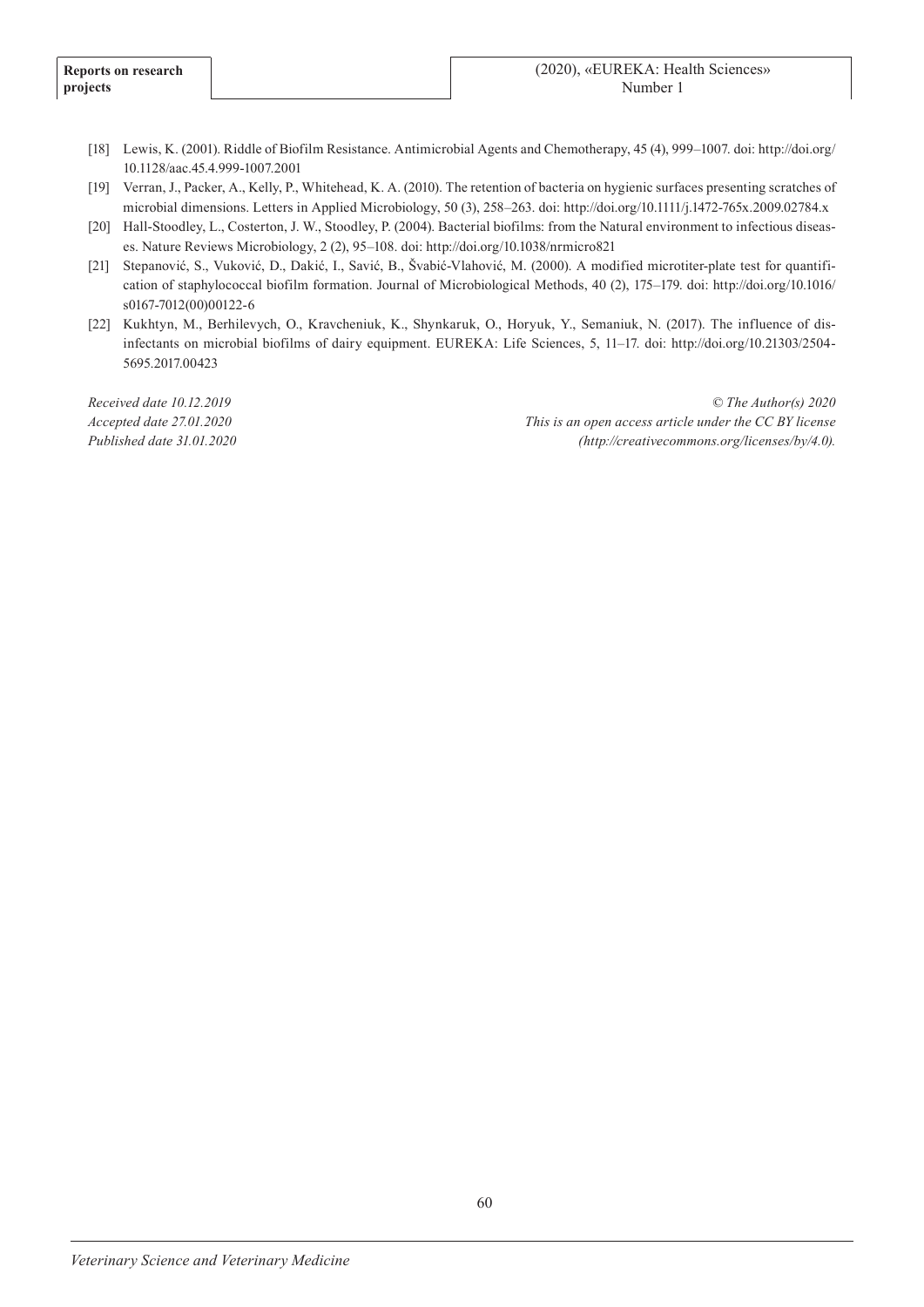[18] Lewis, K. (2001). Riddle of Biofilm Resistance. Antimicrobial Agents and Chemotherapy, 45 (4), 999–1007. doi: http://doi.org/10.1128/aac.45.4.999-1007.2001

[19] Verran, J., Packer, A., Kelly, P., Whitehead, K. A. (2010). The retention of bacteria on hygienic surfaces presenting scratches of microbial dimensions. Letters in Applied Microbiology, 50 (3), 258–263. doi: http://doi.org/10.1111/j.1472-765x.2009.02784.x

[20] Hall-Stoodley, L., Costerton, J. W., Stoodley, P. (2004). Bacterial biofilms: from the Natural environment to infectious diseases. Nature Reviews Microbiology, 2 (2), 95–108. doi: http://doi.org/10.1038/nrmicro821

[21] Stepanović, S., Vuković, D., Dakić, I., Savić, B., Švabić-Vlahović, M. (2000). A modified microtiter-plate test for quantification of staphylococcal biofilm formation. Journal of Microbiological Methods, 40 (2), 175–179. doi: http://doi.org/10.1016/s0167-7012(00)00122-6

[22] Kukhtyn, M., Berhilevych, O., Kravcheniuk, K., Shynkaruk, O., Horyuk, Y., Semaniuk, N. (2017). The influence of disinfectants on microbial biofilms of dairy equipment. EUREKA: Life Sciences, 5, 11–17. doi: http://doi.org/10.21303/2504-5695.2017.00423

*Received date 10.12.2019*
*Accepted date 27.01.2020*
*Published date 31.01.2020*

*© The Author(s) 2020*
*This is an open access article under the CC BY license (http://creativecommons.org/licenses/by/4.0).*